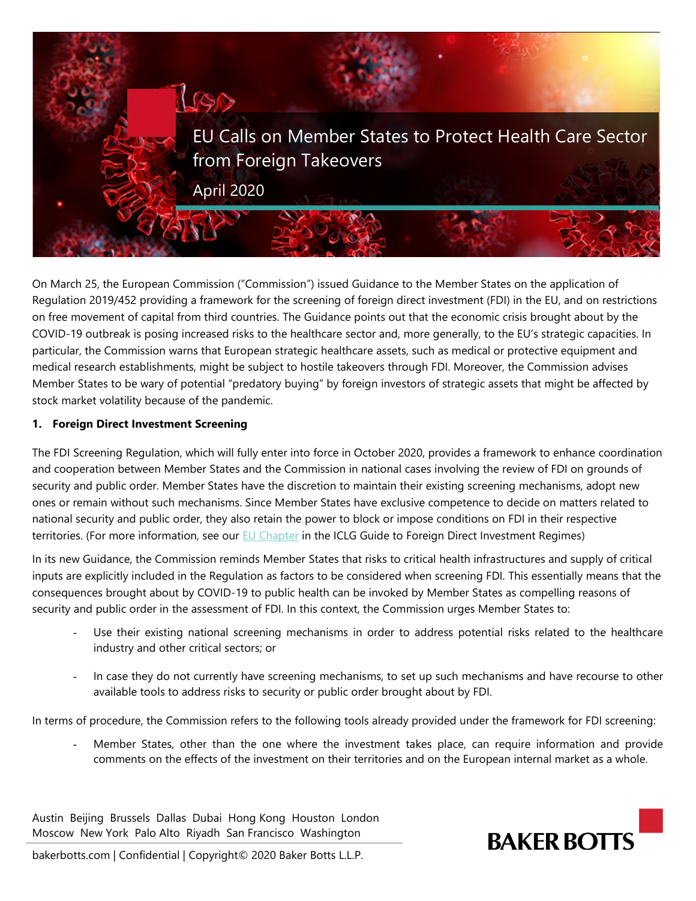# EU Calls on Member States to Protect Health Care Sector from Foreign Takeovers

April 2020

On March 25, the European Commission ("Commission") issued Guidance to the Member States on the application of Regulation 2019/452 providing a framework for the screening of foreign direct investment (FDI) in the EU, and on restrictions on free movement of capital from third countries. The Guidance points out that the economic crisis brought about by the COVID-19 outbreak is posing increased risks to the healthcare sector and, more generally, to the EU's strategic capacities. In particular, the Commission warns that European strategic healthcare assets, such as medical or protective equipment and medical research establishments, might be subject to hostile takeovers through FDI. Moreover, the Commission advises Member States to be wary of potential "predatory buying" by foreign investors of strategic assets that might be affected by stock market volatility because of the pandemic.

## 1. Foreign Direct Investment Screening

The FDI Screening Regulation, which will fully enter into force in October 2020, provides a framework to enhance coordination and cooperation between Member States and the Commission in national cases involving the review of FDI on grounds of security and public order. Member States have the discretion to maintain their existing screening mechanisms, adopt new ones or remain without such mechanisms. Since Member States have exclusive competence to decide on matters related to national security and public order, they also retain the power to block or impose conditions on FDI in their respective territories. (For more information, see our EU Chapter in the ICLG Guide to Foreign Direct Investment Regimes)

In its new Guidance, the Commission reminds Member States that risks to critical health infrastructures and supply of critical inputs are explicitly included in the Regulation as factors to be considered when screening FDI. This essentially means that the consequences brought about by COVID-19 to public health can be invoked by Member States as compelling reasons of security and public order in the assessment of FDI. In this context, the Commission urges Member States to:

- Use their existing national screening mechanisms in order to address potential risks related to the healthcare industry and other critical sectors; or

- In case they do not currently have screening mechanisms, to set up such mechanisms and have recourse to other available tools to address risks to security or public order brought about by FDI.

In terms of procedure, the Commission refers to the following tools already provided under the framework for FDI screening:

- Member States, other than the one where the investment takes place, can require information and provide comments on the effects of the investment on their territories and on the European internal market as a whole.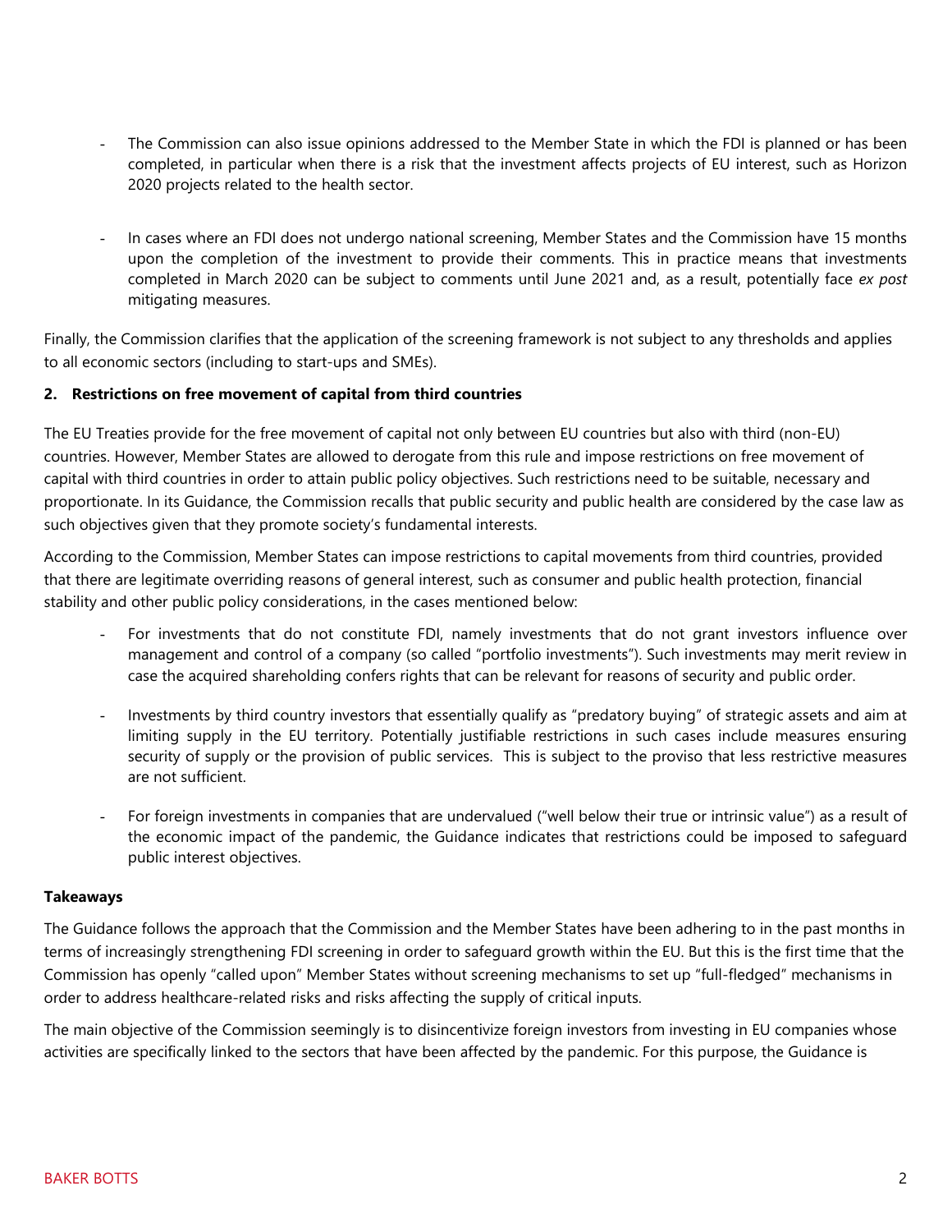- The Commission can also issue opinions addressed to the Member State in which the FDI is planned or has been completed, in particular when there is a risk that the investment affects projects of EU interest, such as Horizon 2020 projects related to the health sector.

- In cases where an FDI does not undergo national screening, Member States and the Commission have 15 months upon the completion of the investment to provide their comments. This in practice means that investments completed in March 2020 can be subject to comments until June 2021 and, as a result, potentially face *ex post* mitigating measures.

Finally, the Commission clarifies that the application of the screening framework is not subject to any thresholds and applies to all economic sectors (including to start-ups and SMEs).

**2. Restrictions on free movement of capital from third countries**

The EU Treaties provide for the free movement of capital not only between EU countries but also with third (non-EU) countries. However, Member States are allowed to derogate from this rule and impose restrictions on free movement of capital with third countries in order to attain public policy objectives. Such restrictions need to be suitable, necessary and proportionate. In its Guidance, the Commission recalls that public security and public health are considered by the case law as such objectives given that they promote society's fundamental interests.

According to the Commission, Member States can impose restrictions to capital movements from third countries, provided that there are legitimate overriding reasons of general interest, such as consumer and public health protection, financial stability and other public policy considerations, in the cases mentioned below:

- For investments that do not constitute FDI, namely investments that do not grant investors influence over management and control of a company (so called "portfolio investments"). Such investments may merit review in case the acquired shareholding confers rights that can be relevant for reasons of security and public order.

- Investments by third country investors that essentially qualify as "predatory buying" of strategic assets and aim at limiting supply in the EU territory. Potentially justifiable restrictions in such cases include measures ensuring security of supply or the provision of public services. This is subject to the proviso that less restrictive measures are not sufficient.

- For foreign investments in companies that are undervalued ("well below their true or intrinsic value") as a result of the economic impact of the pandemic, the Guidance indicates that restrictions could be imposed to safeguard public interest objectives.

**Takeaways**

The Guidance follows the approach that the Commission and the Member States have been adhering to in the past months in terms of increasingly strengthening FDI screening in order to safeguard growth within the EU. But this is the first time that the Commission has openly "called upon" Member States without screening mechanisms to set up "full-fledged" mechanisms in order to address healthcare-related risks and risks affecting the supply of critical inputs.

The main objective of the Commission seemingly is to disincentivize foreign investors from investing in EU companies whose activities are specifically linked to the sectors that have been affected by the pandemic. For this purpose, the Guidance is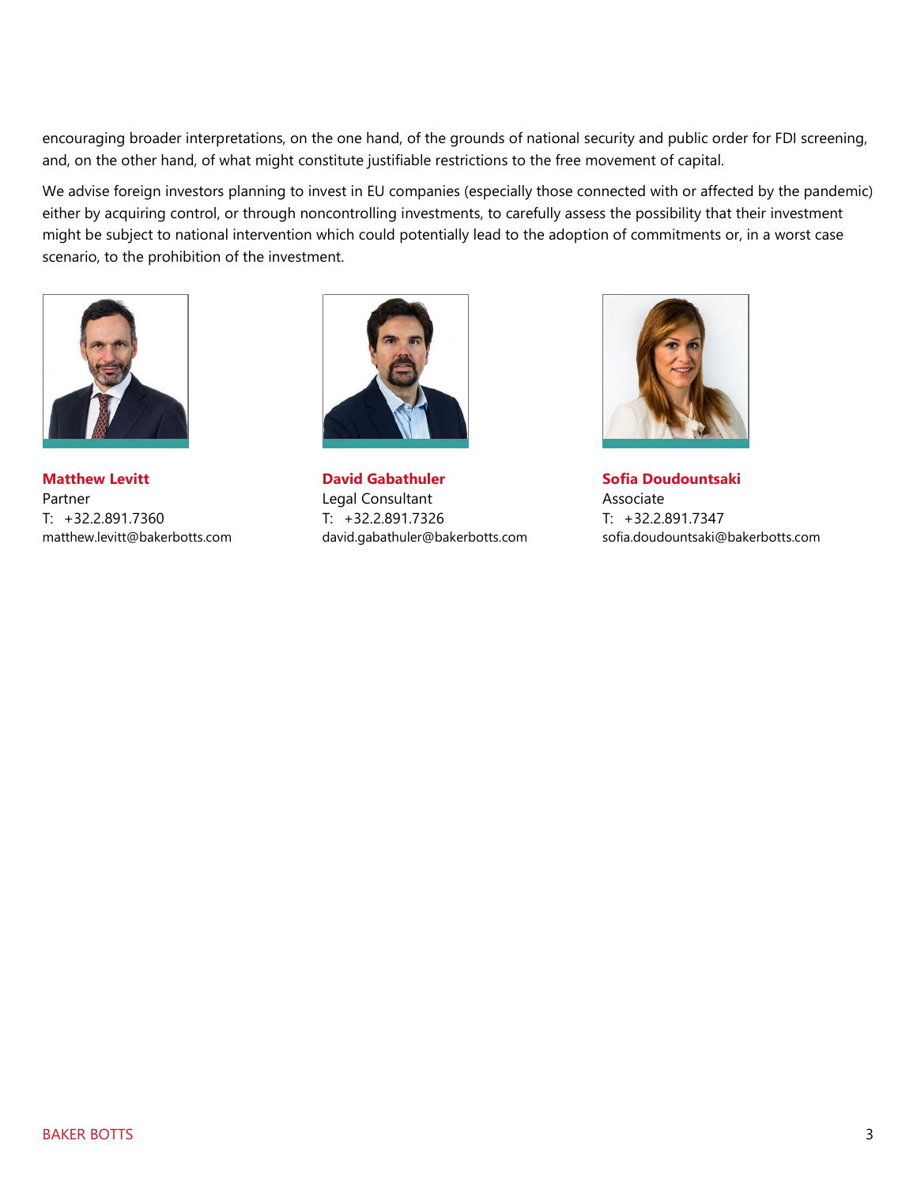encouraging broader interpretations, on the one hand, of the grounds of national security and public order for FDI screening, and, on the other hand, of what might constitute justifiable restrictions to the free movement of capital.

We advise foreign investors planning to invest in EU companies (especially those connected with or affected by the pandemic) either by acquiring control, or through noncontrolling investments, to carefully assess the possibility that their investment might be subject to national intervention which could potentially lead to the adoption of commitments or, in a worst case scenario, to the prohibition of the investment.

**Matthew Levitt**
Partner
T: +32.2.891.7360
matthew.levitt@bakerbotts.com

**David Gabathuler**
Legal Consultant
T: +32.2.891.7326
david.gabathuler@bakerbotts.com

**Sofia Doudountsaki**
Associate
T: +32.2.891.7347
sofia.doudountsaki@bakerbotts.com